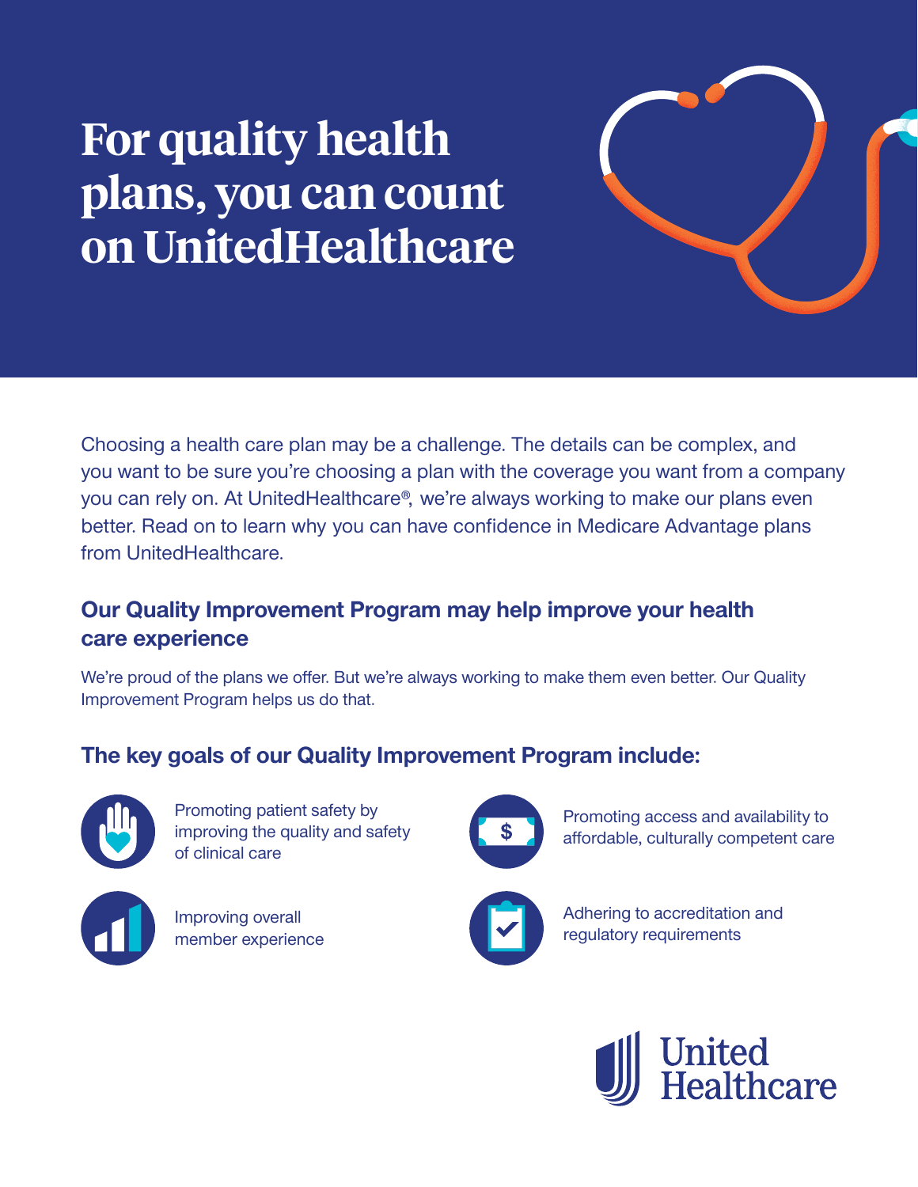# For quality health plans, you can count on UnitedHealthcare

Choosing a health care plan may be a challenge. The details can be complex, and you want to be sure you're choosing a plan with the coverage you want from a company you can rely on. At UnitedHealthcare®, we're always working to make our plans even better. Read on to learn why you can have confidence in Medicare Advantage plans from UnitedHealthcare.

## Our Quality Improvement Program may help improve your health care experience

We're proud of the plans we offer. But we're always working to make them even better. Our Quality Improvement Program helps us do that.

## The key goals of our Quality Improvement Program include:

- Promoting patient safety by improving the quality and safety of clinical care
- Promoting access and availability to affordable, culturally competent care
- Improving overall member experience
- Adhering to accreditation and regulatory requirements

United Healthcare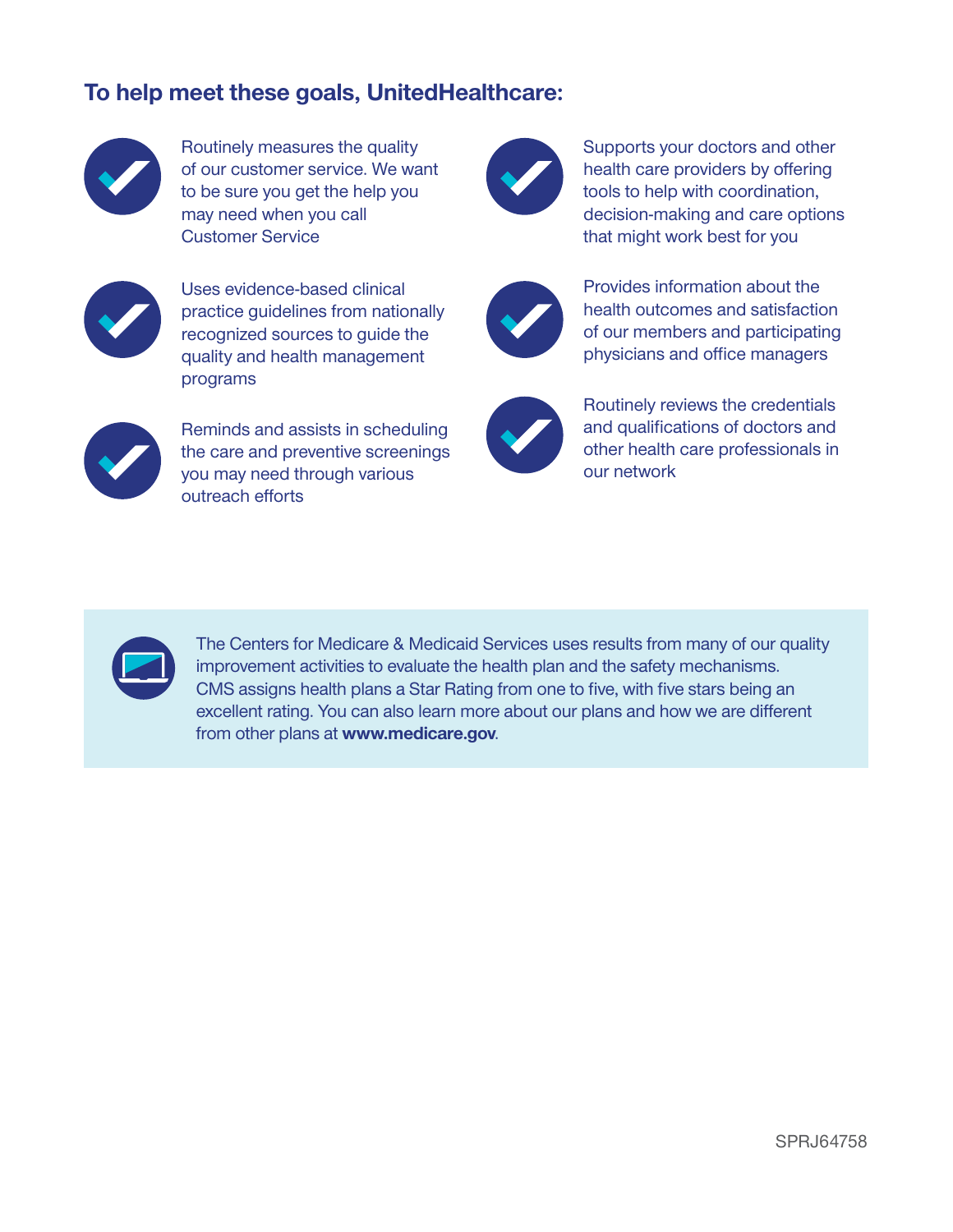## To help meet these goals, UnitedHealthcare:

- Routinely measures the quality of our customer service. We want to be sure you get the help you may need when you call Customer Service
- Uses evidence-based clinical practice guidelines from nationally recognized sources to guide the quality and health management programs
- Reminds and assists in scheduling the care and preventive screenings you may need through various outreach efforts
- Supports your doctors and other health care providers by offering tools to help with coordination, decision-making and care options that might work best for you
- Provides information about the health outcomes and satisfaction of our members and participating physicians and office managers
- Routinely reviews the credentials and qualifications of doctors and other health care professionals in our network

The Centers for Medicare & Medicaid Services uses results from many of our quality improvement activities to evaluate the health plan and the safety mechanisms. CMS assigns health plans a Star Rating from one to five, with five stars being an excellent rating. You can also learn more about our plans and how we are different from other plans at **www.medicare.gov**.

SPRJ64758